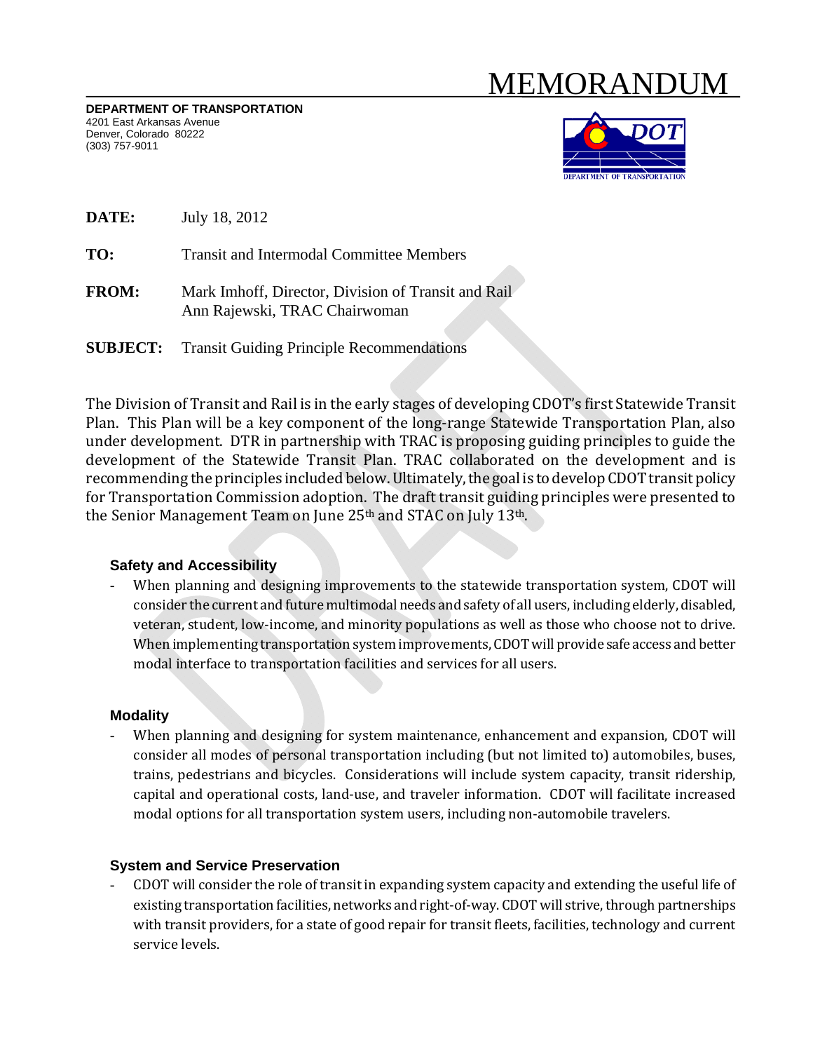# MEMORANDUM

**DEPARTMENT OF TRANSPORTATION**
4201 East Arkansas Avenue
Denver, Colorado 80222
(303) 757-9011

**DATE:** July 18, 2012

**TO:** Transit and Intermodal Committee Members

**FROM:** Mark Imhoff, Director, Division of Transit and Rail
Ann Rajewski, TRAC Chairwoman

**SUBJECT:** Transit Guiding Principle Recommendations

The Division of Transit and Rail is in the early stages of developing CDOT's first Statewide Transit Plan. This Plan will be a key component of the long-range Statewide Transportation Plan, also under development. DTR in partnership with TRAC is proposing guiding principles to guide the development of the Statewide Transit Plan. TRAC collaborated on the development and is recommending the principles included below. Ultimately, the goal is to develop CDOT transit policy for Transportation Commission adoption. The draft transit guiding principles were presented to the Senior Management Team on June 25th and STAC on July 13th.

### Safety and Accessibility

- When planning and designing improvements to the statewide transportation system, CDOT will consider the current and future multimodal needs and safety of all users, including elderly, disabled, veteran, student, low-income, and minority populations as well as those who choose not to drive. When implementing transportation system improvements, CDOT will provide safe access and better modal interface to transportation facilities and services for all users.

### Modality

- When planning and designing for system maintenance, enhancement and expansion, CDOT will consider all modes of personal transportation including (but not limited to) automobiles, buses, trains, pedestrians and bicycles. Considerations will include system capacity, transit ridership, capital and operational costs, land-use, and traveler information. CDOT will facilitate increased modal options for all transportation system users, including non-automobile travelers.

### System and Service Preservation

- CDOT will consider the role of transit in expanding system capacity and extending the useful life of existing transportation facilities, networks and right-of-way. CDOT will strive, through partnerships with transit providers, for a state of good repair for transit fleets, facilities, technology and current service levels.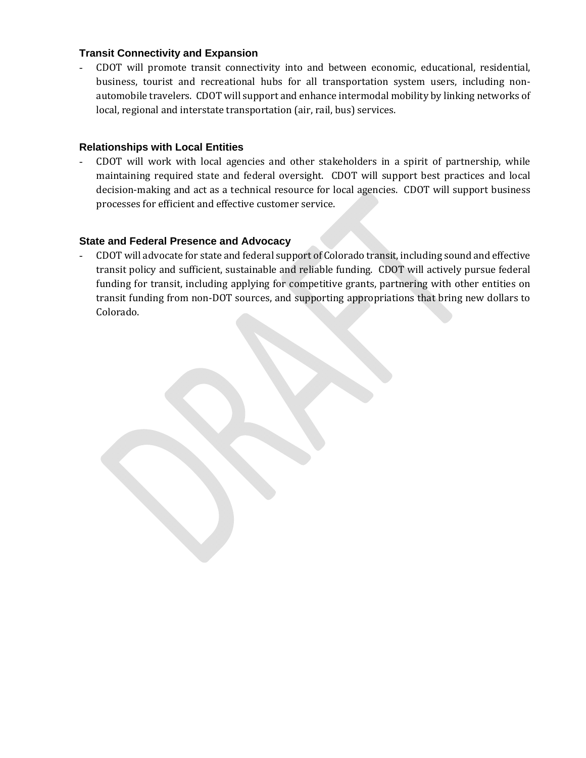### Transit Connectivity and Expansion

- CDOT will promote transit connectivity into and between economic, educational, residential, business, tourist and recreational hubs for all transportation system users, including non-automobile travelers. CDOT will support and enhance intermodal mobility by linking networks of local, regional and interstate transportation (air, rail, bus) services.

### Relationships with Local Entities

- CDOT will work with local agencies and other stakeholders in a spirit of partnership, while maintaining required state and federal oversight. CDOT will support best practices and local decision-making and act as a technical resource for local agencies. CDOT will support business processes for efficient and effective customer service.

### State and Federal Presence and Advocacy

- CDOT will advocate for state and federal support of Colorado transit, including sound and effective transit policy and sufficient, sustainable and reliable funding. CDOT will actively pursue federal funding for transit, including applying for competitive grants, partnering with other entities on transit funding from non-DOT sources, and supporting appropriations that bring new dollars to Colorado.